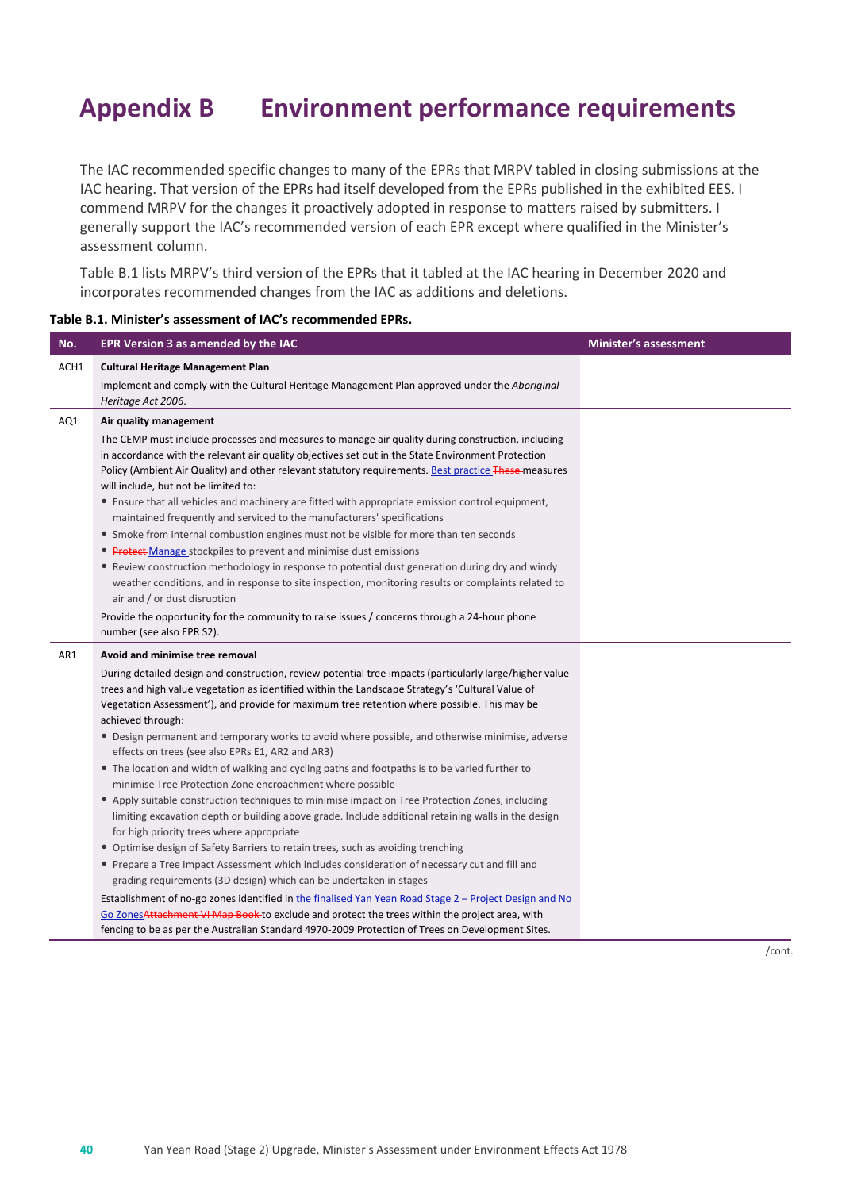# Appendix B Environment performance requirements

The IAC recommended specific changes to many of the EPRs that MRPV tabled in closing submissions at the IAC hearing. That version of the EPRs had itself developed from the EPRs published in the exhibited EES. I commend MRPV for the changes it proactively adopted in response to matters raised by submitters. I generally support the IAC's recommended version of each EPR except where qualified in the Minister's assessment column.

Table B.1 lists MRPV's third version of the EPRs that it tabled at the IAC hearing in December 2020 and incorporates recommended changes from the IAC as additions and deletions.

**Table B.1. Minister's assessment of IAC's recommended EPRs.**

| No. | EPR Version 3 as amended by the IAC | Minister's assessment |
|---|---|---|
| ACH1 | **Cultural Heritage Management Plan**<br>Implement and comply with the Cultural Heritage Management Plan approved under the *Aboriginal Heritage Act 2006*. | |
| AQ1 | **Air quality management**<br>The CEMP must include processes and measures to manage air quality during construction, including in accordance with the relevant air quality objectives set out in the State Environment Protection Policy (Ambient Air Quality) and other relevant statutory requirements. Best practice ~~These~~ measures will include, but not be limited to:<br>• Ensure that all vehicles and machinery are fitted with appropriate emission control equipment, maintained frequently and serviced to the manufacturers' specifications<br>• Smoke from internal combustion engines must not be visible for more than ten seconds<br>• ~~Protect~~ Manage stockpiles to prevent and minimise dust emissions<br>• Review construction methodology in response to potential dust generation during dry and windy weather conditions, and in response to site inspection, monitoring results or complaints related to air and / or dust disruption<br>Provide the opportunity for the community to raise issues / concerns through a 24-hour phone number (see also EPR S2). | |
| AR1 | **Avoid and minimise tree removal**<br>During detailed design and construction, review potential tree impacts (particularly large/higher value trees and high value vegetation as identified within the Landscape Strategy's 'Cultural Value of Vegetation Assessment'), and provide for maximum tree retention where possible. This may be achieved through:<br>• Design permanent and temporary works to avoid where possible, and otherwise minimise, adverse effects on trees (see also EPRs E1, AR2 and AR3)<br>• The location and width of walking and cycling paths and footpaths is to be varied further to minimise Tree Protection Zone encroachment where possible<br>• Apply suitable construction techniques to minimise impact on Tree Protection Zones, including limiting excavation depth or building above grade. Include additional retaining walls in the design for high priority trees where appropriate<br>• Optimise design of Safety Barriers to retain trees, such as avoiding trenching<br>• Prepare a Tree Impact Assessment which includes consideration of necessary cut and fill and grading requirements (3D design) which can be undertaken in stages<br>Establishment of no-go zones identified in the finalised Yan Yean Road Stage 2 – Project Design and No Go Zones ~~Attachment VI Map Book~~ to exclude and protect the trees within the project area, with fencing to be as per the Australian Standard 4970-2009 Protection of Trees on Development Sites. | |

/cont.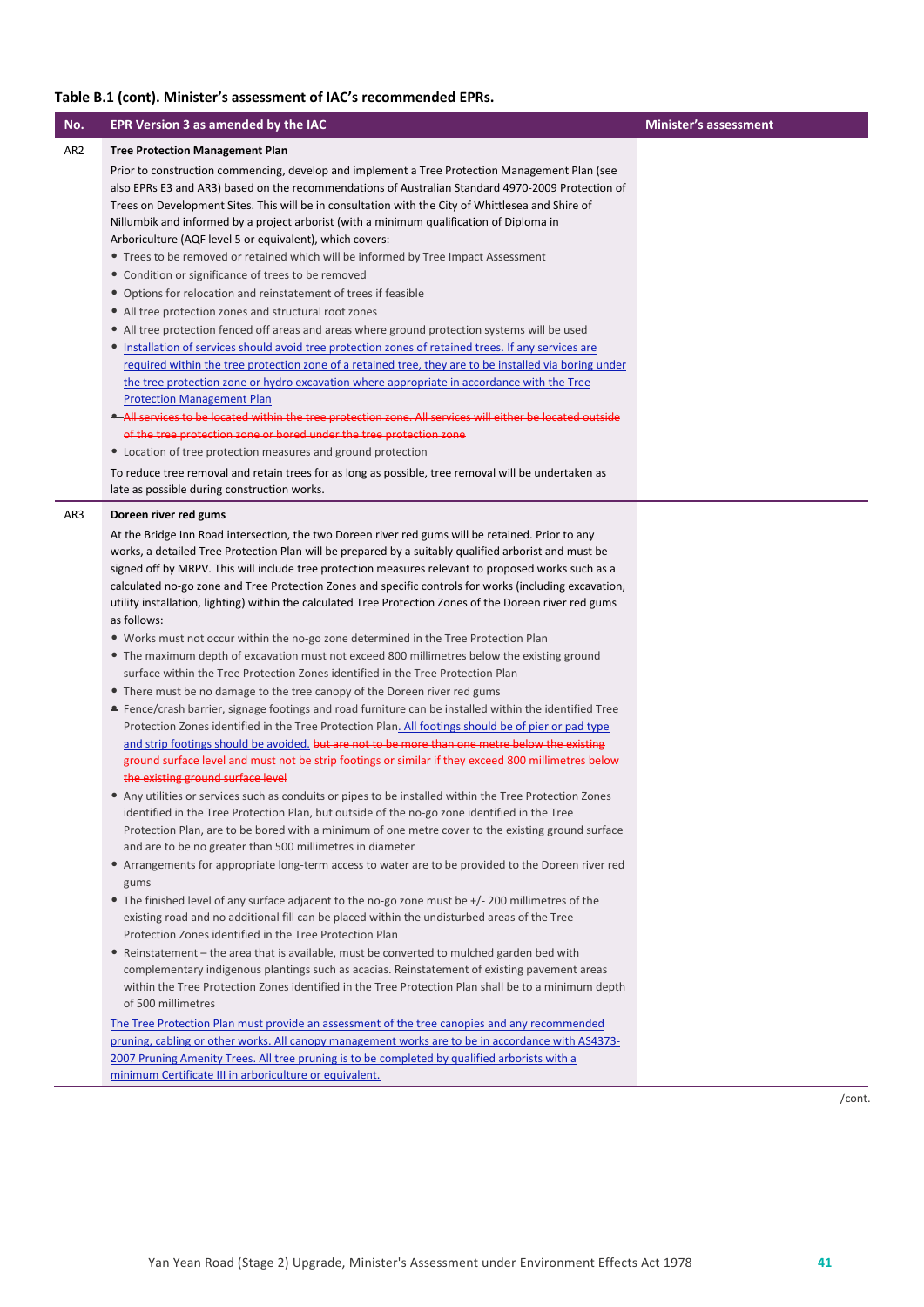**Table B.1 (cont). Minister's assessment of IAC's recommended EPRs.**

| No. | EPR Version 3 as amended by the IAC | Minister's assessment |
|---|---|---|
| AR2 | **Tree Protection Management Plan**<br><br>Prior to construction commencing, develop and implement a Tree Protection Management Plan (see also EPRs E3 and AR3) based on the recommendations of Australian Standard 4970-2009 Protection of Trees on Development Sites. This will be in consultation with the City of Whittlesea and Shire of Nillumbik and informed by a project arborist (with a minimum qualification of Diploma in Arboriculture (AQF level 5 or equivalent), which covers:<br>• Trees to be removed or retained which will be informed by Tree Impact Assessment<br>• Condition or significance of trees to be removed<br>• Options for relocation and reinstatement of trees if feasible<br>• All tree protection zones and structural root zones<br>• All tree protection fenced off areas and areas where ground protection systems will be used<br>• <u>Installation of services should avoid tree protection zones of retained trees. If any services are required within the tree protection zone of a retained tree, they are to be installed via boring under the tree protection zone or hydro excavation where appropriate in accordance with the Tree Protection Management Plan</u><br>• ~~All services to be located within the tree protection zone. All services will either be located outside of the tree protection zone or bored under the tree protection zone~~<br>• Location of tree protection measures and ground protection<br><br>To reduce tree removal and retain trees for as long as possible, tree removal will be undertaken as late as possible during construction works. | |
| AR3 | **Doreen river red gums**<br><br>At the Bridge Inn Road intersection, the two Doreen river red gums will be retained. Prior to any works, a detailed Tree Protection Plan will be prepared by a suitably qualified arborist and must be signed off by MRPV. This will include tree protection measures relevant to proposed works such as a calculated no-go zone and Tree Protection Zones and specific controls for works (including excavation, utility installation, lighting) within the calculated Tree Protection Zones of the Doreen river red gums as follows:<br>• Works must not occur within the no-go zone determined in the Tree Protection Plan<br>• The maximum depth of excavation must not exceed 800 millimetres below the existing ground surface within the Tree Protection Zones identified in the Tree Protection Plan<br>• There must be no damage to the tree canopy of the Doreen river red gums<br>• Fence/crash barrier, signage footings and road furniture can be installed within the identified Tree Protection Zones identified in the Tree Protection Plan<u>. All footings should be of pier or pad type and strip footings should be avoided.</u> ~~but are not to be more than one metre below the existing ground surface level and must not be strip footings or similar if they exceed 800 millimetres below the existing ground surface level~~<br>• Any utilities or services such as conduits or pipes to be installed within the Tree Protection Zones identified in the Tree Protection Plan, but outside of the no-go zone identified in the Tree Protection Plan, are to be bored with a minimum of one metre cover to the existing ground surface and are to be no greater than 500 millimetres in diameter<br>• Arrangements for appropriate long-term access to water are to be provided to the Doreen river red gums<br>• The finished level of any surface adjacent to the no-go zone must be +/- 200 millimetres of the existing road and no additional fill can be placed within the undisturbed areas of the Tree Protection Zones identified in the Tree Protection Plan<br>• Reinstatement – the area that is available, must be converted to mulched garden bed with complementary indigenous plantings such as acacias. Reinstatement of existing pavement areas within the Tree Protection Zones identified in the Tree Protection Plan shall be to a minimum depth of 500 millimetres<br><br><u>The Tree Protection Plan must provide an assessment of the tree canopies and any recommended pruning, cabling or other works. All canopy management works are to be in accordance with AS4373-2007 Pruning Amenity Trees. All tree pruning is to be completed by qualified arborists with a minimum Certificate III in arboriculture or equivalent.</u> | |

/cont.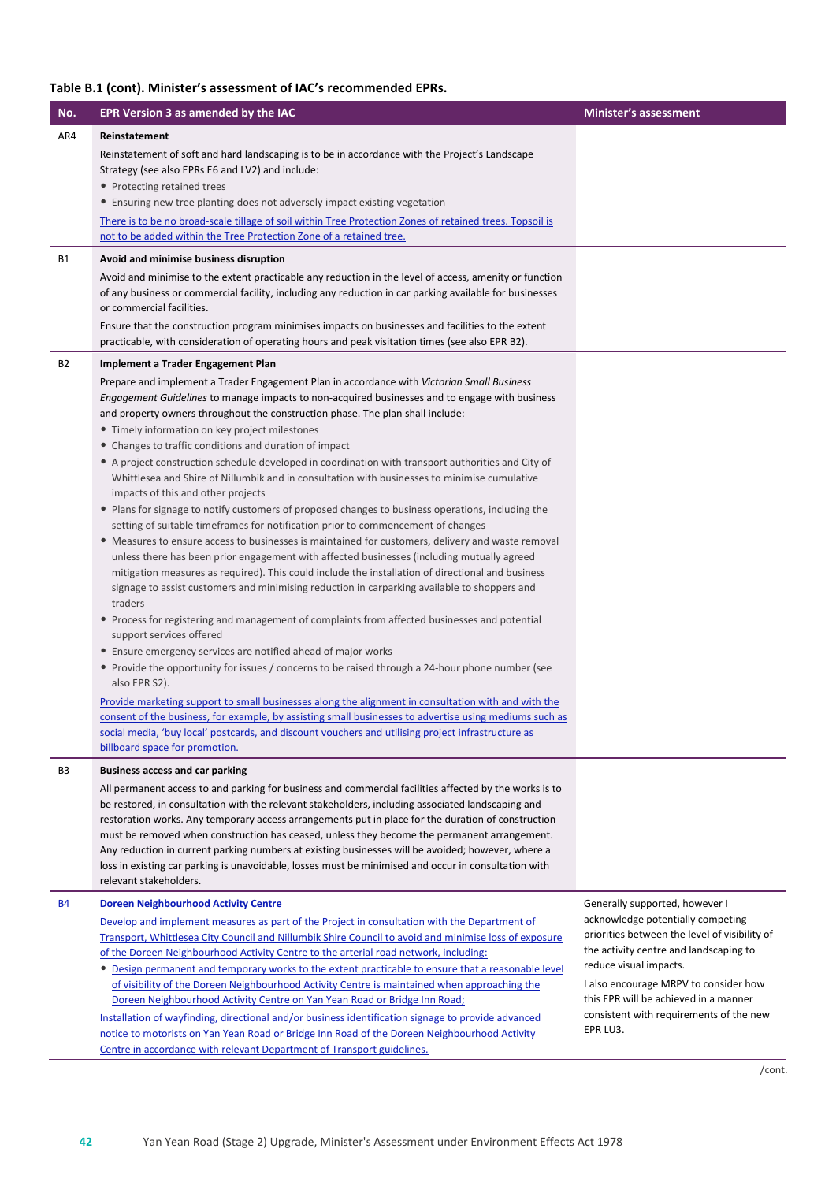**Table B.1 (cont). Minister's assessment of IAC's recommended EPRs.**

| No. | EPR Version 3 as amended by the IAC | Minister's assessment |
|---|---|---|
| AR4 | **Reinstatement**<br>Reinstatement of soft and hard landscaping is to be in accordance with the Project's Landscape Strategy (see also EPRs E6 and LV2) and include:<br>• Protecting retained trees<br>• Ensuring new tree planting does not adversely impact existing vegetation<br>There is to be no broad-scale tillage of soil within Tree Protection Zones of retained trees. Topsoil is not to be added within the Tree Protection Zone of a retained tree. | |
| B1 | **Avoid and minimise business disruption**<br>Avoid and minimise to the extent practicable any reduction in the level of access, amenity or function of any business or commercial facility, including any reduction in car parking available for businesses or commercial facilities.<br>Ensure that the construction program minimises impacts on businesses and facilities to the extent practicable, with consideration of operating hours and peak visitation times (see also EPR B2). | |
| B2 | **Implement a Trader Engagement Plan**<br>Prepare and implement a Trader Engagement Plan in accordance with *Victorian Small Business Engagement Guidelines* to manage impacts to non-acquired businesses and to engage with business and property owners throughout the construction phase. The plan shall include:<br>• Timely information on key project milestones<br>• Changes to traffic conditions and duration of impact<br>• A project construction schedule developed in coordination with transport authorities and City of Whittlesea and Shire of Nillumbik and in consultation with businesses to minimise cumulative impacts of this and other projects<br>• Plans for signage to notify customers of proposed changes to business operations, including the setting of suitable timeframes for notification prior to commencement of changes<br>• Measures to ensure access to businesses is maintained for customers, delivery and waste removal unless there has been prior engagement with affected businesses (including mutually agreed mitigation measures as required). This could include the installation of directional and business signage to assist customers and minimising reduction in carparking available to shoppers and traders<br>• Process for registering and management of complaints from affected businesses and potential support services offered<br>• Ensure emergency services are notified ahead of major works<br>• Provide the opportunity for issues / concerns to be raised through a 24-hour phone number (see also EPR S2).<br>Provide marketing support to small businesses along the alignment in consultation with and with the consent of the business, for example, by assisting small businesses to advertise using mediums such as social media, 'buy local' postcards, and discount vouchers and utilising project infrastructure as billboard space for promotion. | |
| B3 | **Business access and car parking**<br>All permanent access to and parking for business and commercial facilities affected by the works is to be restored, in consultation with the relevant stakeholders, including associated landscaping and restoration works. Any temporary access arrangements put in place for the duration of construction must be removed when construction has ceased, unless they become the permanent arrangement. Any reduction in current parking numbers at existing businesses will be avoided; however, where a loss in existing car parking is unavoidable, losses must be minimised and occur in consultation with relevant stakeholders. | |
| B4 | **Doreen Neighbourhood Activity Centre**<br>Develop and implement measures as part of the Project in consultation with the Department of Transport, Whittlesea City Council and Nillumbik Shire Council to avoid and minimise loss of exposure of the Doreen Neighbourhood Activity Centre to the arterial road network, including:<br>• Design permanent and temporary works to the extent practicable to ensure that a reasonable level of visibility of the Doreen Neighbourhood Activity Centre is maintained when approaching the Doreen Neighbourhood Activity Centre on Yan Yean Road or Bridge Inn Road;<br>Installation of wayfinding, directional and/or business identification signage to provide advanced notice to motorists on Yan Yean Road or Bridge Inn Road of the Doreen Neighbourhood Activity Centre in accordance with relevant Department of Transport guidelines. | Generally supported, however I acknowledge potentially competing priorities between the level of visibility of the activity centre and landscaping to reduce visual impacts.<br>I also encourage MRPV to consider how this EPR will be achieved in a manner consistent with requirements of the new EPR LU3. |

/cont.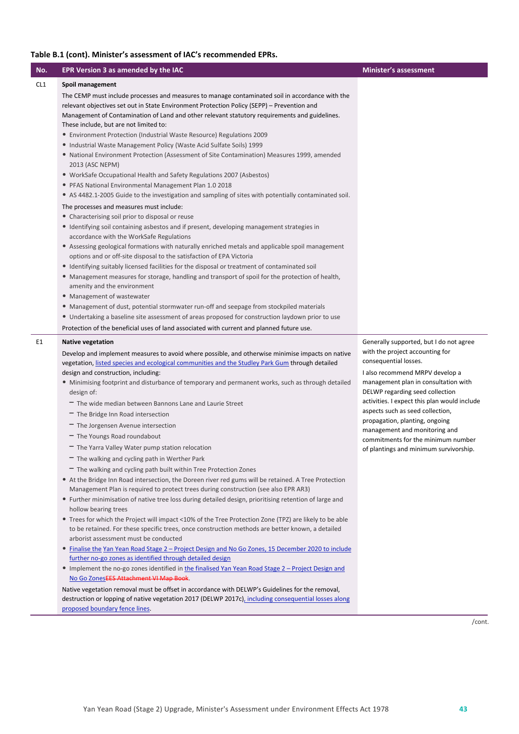**Table B.1 (cont). Minister's assessment of IAC's recommended EPRs.**

| No. | EPR Version 3 as amended by the IAC | Minister's assessment |
|---|---|---|
| CL1 | **Spoil management**<br>The CEMP must include processes and measures to manage contaminated soil in accordance with the relevant objectives set out in State Environment Protection Policy (SEPP) – Prevention and Management of Contamination of Land and other relevant statutory requirements and guidelines. These include, but are not limited to:<br>• Environment Protection (Industrial Waste Resource) Regulations 2009<br>• Industrial Waste Management Policy (Waste Acid Sulfate Soils) 1999<br>• National Environment Protection (Assessment of Site Contamination) Measures 1999, amended 2013 (ASC NEPM)<br>• WorkSafe Occupational Health and Safety Regulations 2007 (Asbestos)<br>• PFAS National Environmental Management Plan 1.0 2018<br>• AS 4482.1-2005 Guide to the investigation and sampling of sites with potentially contaminated soil.<br>The processes and measures must include:<br>• Characterising soil prior to disposal or reuse<br>• Identifying soil containing asbestos and if present, developing management strategies in accordance with the WorkSafe Regulations<br>• Assessing geological formations with naturally enriched metals and applicable spoil management options and or off-site disposal to the satisfaction of EPA Victoria<br>• Identifying suitably licensed facilities for the disposal or treatment of contaminated soil<br>• Management measures for storage, handling and transport of spoil for the protection of health, amenity and the environment<br>• Management of wastewater<br>• Management of dust, potential stormwater run-off and seepage from stockpiled materials<br>• Undertaking a baseline site assessment of areas proposed for construction laydown prior to use<br>Protection of the beneficial uses of land associated with current and planned future use. | |
| E1 | **Native vegetation**<br>Develop and implement measures to avoid where possible, and otherwise minimise impacts on native vegetation, listed species and ecological communities and the Studley Park Gum through detailed design and construction, including:<br>• Minimising footprint and disturbance of temporary and permanent works, such as through detailed design of:<br>&nbsp;&nbsp;– The wide median between Bannons Lane and Laurie Street<br>&nbsp;&nbsp;– The Bridge Inn Road intersection<br>&nbsp;&nbsp;– The Jorgensen Avenue intersection<br>&nbsp;&nbsp;– The Youngs Road roundabout<br>&nbsp;&nbsp;– The Yarra Valley Water pump station relocation<br>&nbsp;&nbsp;– The walking and cycling path in Werther Park<br>&nbsp;&nbsp;– The walking and cycling path built within Tree Protection Zones<br>• At the Bridge Inn Road intersection, the Doreen river red gums will be retained. A Tree Protection Management Plan is required to protect trees during construction (see also EPR AR3)<br>• Further minimisation of native tree loss during detailed design, prioritising retention of large and hollow bearing trees<br>• Trees for which the Project will impact <10% of the Tree Protection Zone (TPZ) are likely to be able to be retained. For these specific trees, once construction methods are better known, a detailed arborist assessment must be conducted<br>• Finalise the Yan Yean Road Stage 2 – Project Design and No Go Zones, 15 December 2020 to include further no-go zones as identified through detailed design<br>• Implement the no-go zones identified in the finalised Yan Yean Road Stage 2 – Project Design and No Go Zones~~EES Attachment VI Map Book~~.<br>Native vegetation removal must be offset in accordance with DELWP's Guidelines for the removal, destruction or lopping of native vegetation 2017 (DELWP 2017c), including consequential losses along proposed boundary fence lines. | Generally supported, but I do not agree with the project accounting for consequential losses.<br>I also recommend MRPV develop a management plan in consultation with DELWP regarding seed collection activities. I expect this plan would include aspects such as seed collection, propagation, planting, ongoing management and monitoring and commitments for the minimum number of plantings and minimum survivorship. |

/cont.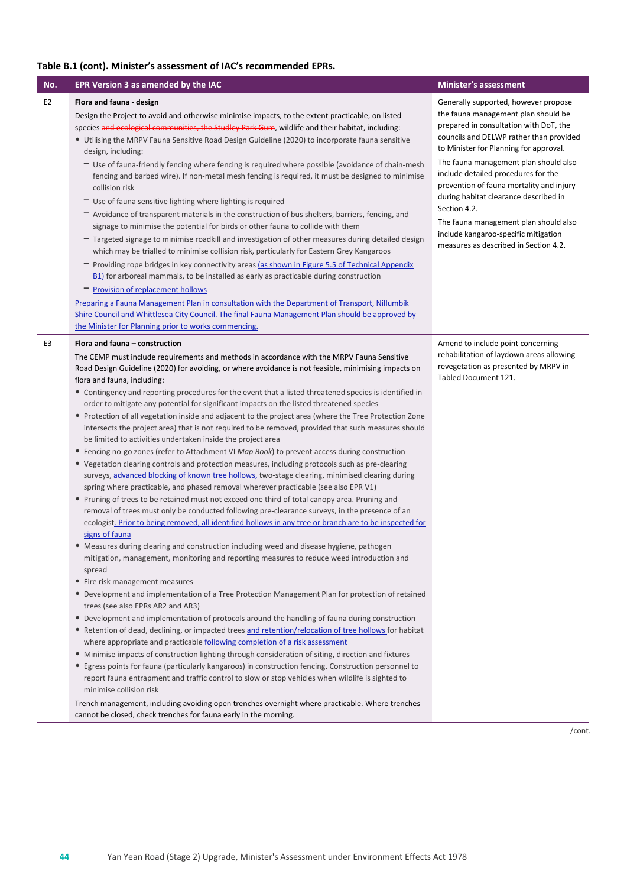**Table B.1 (cont). Minister's assessment of IAC's recommended EPRs.**

| No. | EPR Version 3 as amended by the IAC | Minister's assessment |
|---|---|---|
| E2 | **Flora and fauna - design**<br>Design the Project to avoid and otherwise minimise impacts, to the extent practicable, on listed species ~~and ecological communities, the Studley Park Gum~~, wildlife and their habitat, including:<br>• Utilising the MRPV Fauna Sensitive Road Design Guideline (2020) to incorporate fauna sensitive design, including:<br>– Use of fauna-friendly fencing where fencing is required where possible (avoidance of chain-mesh fencing and barbed wire). If non-metal mesh fencing is required, it must be designed to minimise collision risk<br>– Use of fauna sensitive lighting where lighting is required<br>– Avoidance of transparent materials in the construction of bus shelters, barriers, fencing, and signage to minimise the potential for birds or other fauna to collide with them<br>– Targeted signage to minimise roadkill and investigation of other measures during detailed design which may be trialled to minimise collision risk, particularly for Eastern Grey Kangaroos<br>– Providing rope bridges in key connectivity areas (as shown in Figure 5.5 of Technical Appendix B1) for arboreal mammals, to be installed as early as practicable during construction<br>– Provision of replacement hollows<br>Preparing a Fauna Management Plan in consultation with the Department of Transport, Nillumbik Shire Council and Whittlesea City Council. The final Fauna Management Plan should be approved by the Minister for Planning prior to works commencing. | Generally supported, however propose the fauna management plan should be prepared in consultation with DoT, the councils and DELWP rather than provided to Minister for Planning for approval.<br>The fauna management plan should also include detailed procedures for the prevention of fauna mortality and injury during habitat clearance described in Section 4.2.<br>The fauna management plan should also include kangaroo-specific mitigation measures as described in Section 4.2. |
| E3 | **Flora and fauna – construction**<br>The CEMP must include requirements and methods in accordance with the MRPV Fauna Sensitive Road Design Guideline (2020) for avoiding, or where avoidance is not feasible, minimising impacts on flora and fauna, including:<br>• Contingency and reporting procedures for the event that a listed threatened species is identified in order to mitigate any potential for significant impacts on the listed threatened species<br>• Protection of all vegetation inside and adjacent to the project area (where the Tree Protection Zone intersects the project area) that is not required to be removed, provided that such measures should be limited to activities undertaken inside the project area<br>• Fencing no-go zones (refer to Attachment VI *Map Book*) to prevent access during construction<br>• Vegetation clearing controls and protection measures, including protocols such as pre-clearing surveys, advanced blocking of known tree hollows, two-stage clearing, minimised clearing during spring where practicable, and phased removal wherever practicable (see also EPR V1)<br>• Pruning of trees to be retained must not exceed one third of total canopy area. Pruning and removal of trees must only be conducted following pre-clearance surveys, in the presence of an ecologist. Prior to being removed, all identified hollows in any tree or branch are to be inspected for signs of fauna<br>• Measures during clearing and construction including weed and disease hygiene, pathogen mitigation, management, monitoring and reporting measures to reduce weed introduction and spread<br>• Fire risk management measures<br>• Development and implementation of a Tree Protection Management Plan for protection of retained trees (see also EPRs AR2 and AR3)<br>• Development and implementation of protocols around the handling of fauna during construction<br>• Retention of dead, declining, or impacted trees and retention/relocation of tree hollows for habitat where appropriate and practicable following completion of a risk assessment<br>• Minimise impacts of construction lighting through consideration of siting, direction and fixtures<br>• Egress points for fauna (particularly kangaroos) in construction fencing. Construction personnel to report fauna entrapment and traffic control to slow or stop vehicles when wildlife is sighted to minimise collision risk<br>Trench management, including avoiding open trenches overnight where practicable. Where trenches cannot be closed, check trenches for fauna early in the morning. | Amend to include point concerning rehabilitation of laydown areas allowing revegetation as presented by MRPV in Tabled Document 121. |

/cont.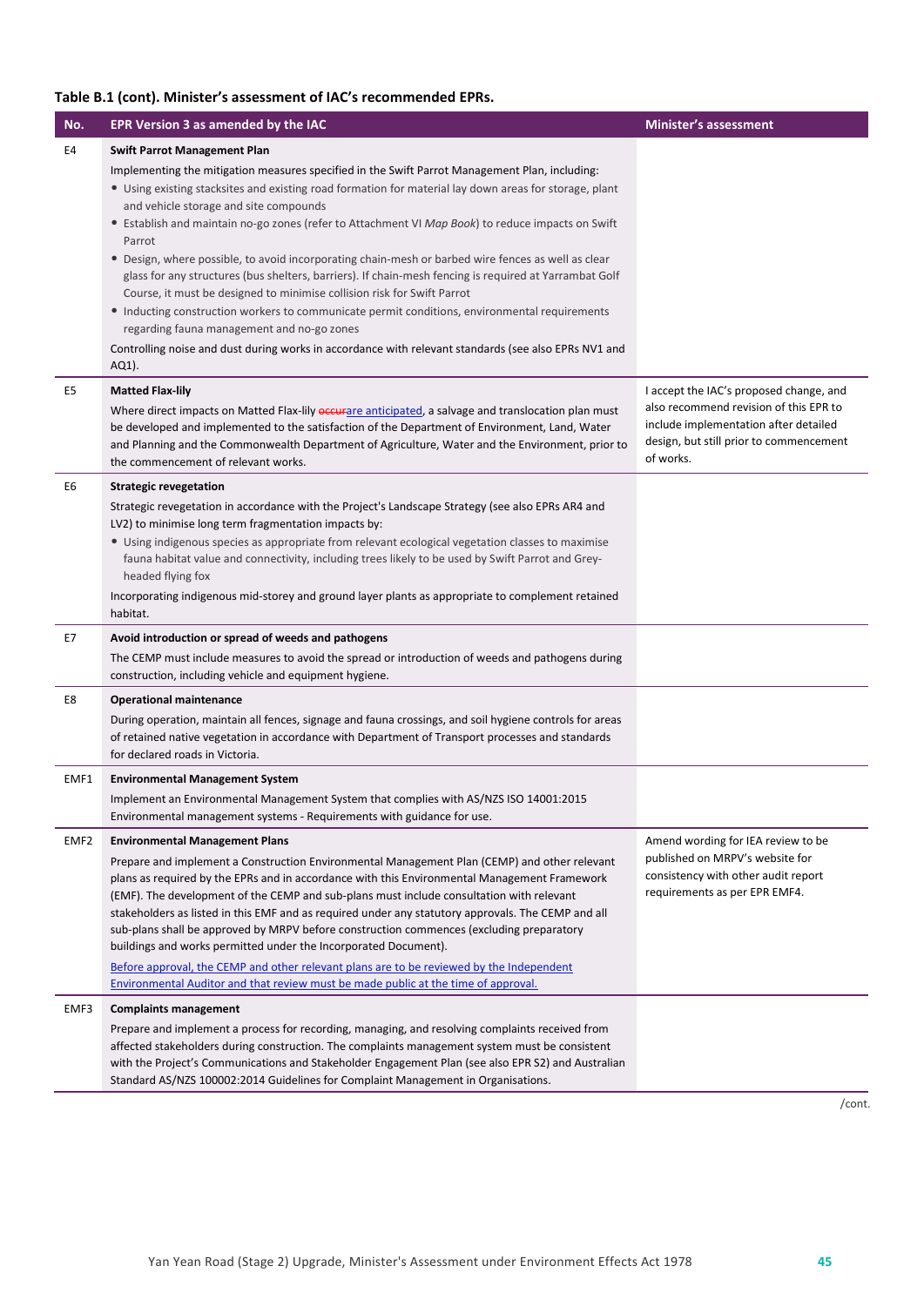**Table B.1 (cont). Minister's assessment of IAC's recommended EPRs.**

| No. | EPR Version 3 as amended by the IAC | Minister's assessment |
|---|---|---|
| E4 | **Swift Parrot Management Plan**<br>Implementing the mitigation measures specified in the Swift Parrot Management Plan, including:<br>• Using existing stacksites and existing road formation for material lay down areas for storage, plant and vehicle storage and site compounds<br>• Establish and maintain no-go zones (refer to Attachment VI *Map Book*) to reduce impacts on Swift Parrot<br>• Design, where possible, to avoid incorporating chain-mesh or barbed wire fences as well as clear glass for any structures (bus shelters, barriers). If chain-mesh fencing is required at Yarrambat Golf Course, it must be designed to minimise collision risk for Swift Parrot<br>• Inducting construction workers to communicate permit conditions, environmental requirements regarding fauna management and no-go zones<br>Controlling noise and dust during works in accordance with relevant standards (see also EPRs NV1 and AQ1). | |
| E5 | **Matted Flax-lily**<br>Where direct impacts on Matted Flax-lily ~~occur~~are anticipated, a salvage and translocation plan must be developed and implemented to the satisfaction of the Department of Environment, Land, Water and Planning and the Commonwealth Department of Agriculture, Water and the Environment, prior to the commencement of relevant works. | I accept the IAC's proposed change, and also recommend revision of this EPR to include implementation after detailed design, but still prior to commencement of works. |
| E6 | **Strategic revegetation**<br>Strategic revegetation in accordance with the Project's Landscape Strategy (see also EPRs AR4 and LV2) to minimise long term fragmentation impacts by:<br>• Using indigenous species as appropriate from relevant ecological vegetation classes to maximise fauna habitat value and connectivity, including trees likely to be used by Swift Parrot and Grey-headed flying fox<br>Incorporating indigenous mid-storey and ground layer plants as appropriate to complement retained habitat. | |
| E7 | **Avoid introduction or spread of weeds and pathogens**<br>The CEMP must include measures to avoid the spread or introduction of weeds and pathogens during construction, including vehicle and equipment hygiene. | |
| E8 | **Operational maintenance**<br>During operation, maintain all fences, signage and fauna crossings, and soil hygiene controls for areas of retained native vegetation in accordance with Department of Transport processes and standards for declared roads in Victoria. | |
| EMF1 | **Environmental Management System**<br>Implement an Environmental Management System that complies with AS/NZS ISO 14001:2015 Environmental management systems - Requirements with guidance for use. | |
| EMF2 | **Environmental Management Plans**<br>Prepare and implement a Construction Environmental Management Plan (CEMP) and other relevant plans as required by the EPRs and in accordance with this Environmental Management Framework (EMF). The development of the CEMP and sub-plans must include consultation with relevant stakeholders as listed in this EMF and as required under any statutory approvals. The CEMP and all sub-plans shall be approved by MRPV before construction commences (excluding preparatory buildings and works permitted under the Incorporated Document).<br>Before approval, the CEMP and other relevant plans are to be reviewed by the Independent Environmental Auditor and that review must be made public at the time of approval. | Amend wording for IEA review to be published on MRPV's website for consistency with other audit report requirements as per EPR EMF4. |
| EMF3 | **Complaints management**<br>Prepare and implement a process for recording, managing, and resolving complaints received from affected stakeholders during construction. The complaints management system must be consistent with the Project's Communications and Stakeholder Engagement Plan (see also EPR S2) and Australian Standard AS/NZS 100002:2014 Guidelines for Complaint Management in Organisations. | |

/cont.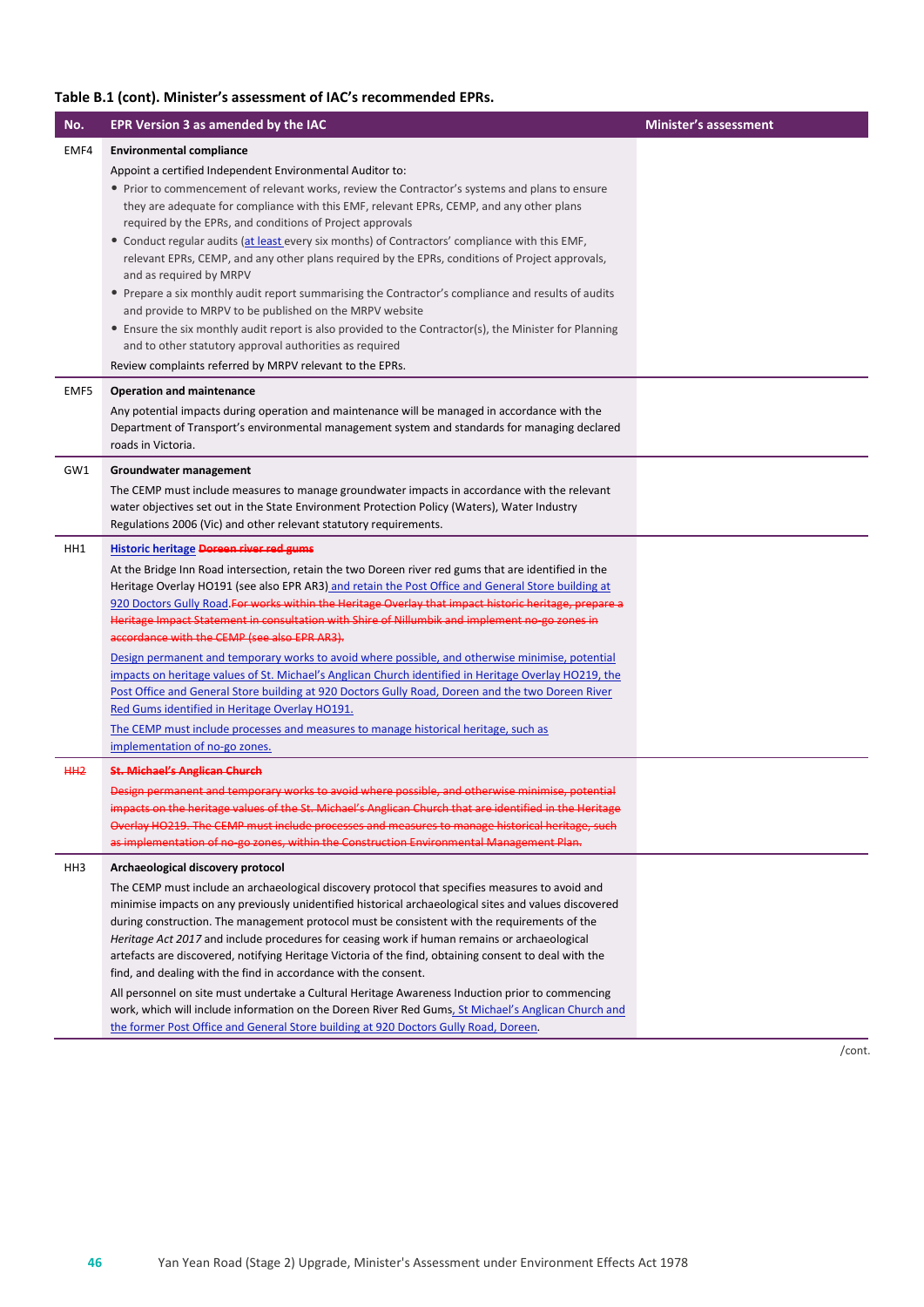**Table B.1 (cont). Minister's assessment of IAC's recommended EPRs.**

| No. | EPR Version 3 as amended by the IAC | Minister's assessment |
|---|---|---|
| EMF4 | **Environmental compliance**<br><br>Appoint a certified Independent Environmental Auditor to:<br>• Prior to commencement of relevant works, review the Contractor's systems and plans to ensure they are adequate for compliance with this EMF, relevant EPRs, CEMP, and any other plans required by the EPRs, and conditions of Project approvals<br>• Conduct regular audits (at least every six months) of Contractors' compliance with this EMF, relevant EPRs, CEMP, and any other plans required by the EPRs, conditions of Project approvals, and as required by MRPV<br>• Prepare a six monthly audit report summarising the Contractor's compliance and results of audits and provide to MRPV to be published on the MRPV website<br>• Ensure the six monthly audit report is also provided to the Contractor(s), the Minister for Planning and to other statutory approval authorities as required<br><br>Review complaints referred by MRPV relevant to the EPRs. | |
| EMF5 | **Operation and maintenance**<br><br>Any potential impacts during operation and maintenance will be managed in accordance with the Department of Transport's environmental management system and standards for managing declared roads in Victoria. | |
| GW1 | **Groundwater management**<br><br>The CEMP must include measures to manage groundwater impacts in accordance with the relevant water objectives set out in the State Environment Protection Policy (Waters), Water Industry Regulations 2006 (Vic) and other relevant statutory requirements. | |
| HH1 | **Historic heritage** ~~**Doreen river red gums**~~<br><br>At the Bridge Inn Road intersection, retain the two Doreen river red gums that are identified in the Heritage Overlay HO191 (see also EPR AR3) and retain the Post Office and General Store building at 920 Doctors Gully Road.~~For works within the Heritage Overlay that impact historic heritage, prepare a Heritage Impact Statement in consultation with Shire of Nillumbik and implement no-go zones in accordance with the CEMP (see also EPR AR3).~~<br><br>Design permanent and temporary works to avoid where possible, and otherwise minimise, potential impacts on heritage values of St. Michael's Anglican Church identified in Heritage Overlay HO219, the Post Office and General Store building at 920 Doctors Gully Road, Doreen and the two Doreen River Red Gums identified in Heritage Overlay HO191.<br><br>The CEMP must include processes and measures to manage historical heritage, such as implementation of no-go zones. | |
| ~~HH2~~ | ~~**St. Michael's Anglican Church**~~<br><br>~~Design permanent and temporary works to avoid where possible, and otherwise minimise, potential impacts on the heritage values of the St. Michael's Anglican Church that are identified in the Heritage Overlay HO219. The CEMP must include processes and measures to manage historical heritage, such as implementation of no-go zones, within the Construction Environmental Management Plan.~~ | |
| HH3 | **Archaeological discovery protocol**<br><br>The CEMP must include an archaeological discovery protocol that specifies measures to avoid and minimise impacts on any previously unidentified historical archaeological sites and values discovered during construction. The management protocol must be consistent with the requirements of the *Heritage Act 2017* and include procedures for ceasing work if human remains or archaeological artefacts are discovered, notifying Heritage Victoria of the find, obtaining consent to deal with the find, and dealing with the find in accordance with the consent.<br><br>All personnel on site must undertake a Cultural Heritage Awareness Induction prior to commencing work, which will include information on the Doreen River Red Gums, St Michael's Anglican Church and the former Post Office and General Store building at 920 Doctors Gully Road, Doreen. | |

/cont.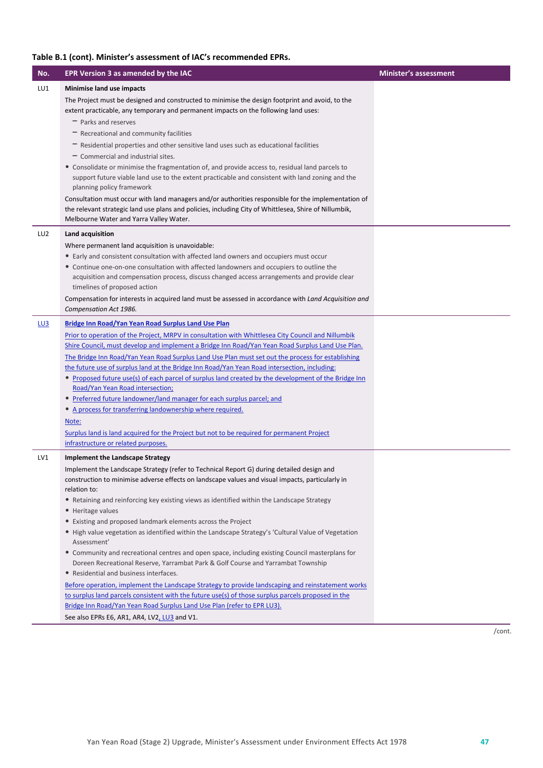**Table B.1 (cont). Minister's assessment of IAC's recommended EPRs.**

| No. | EPR Version 3 as amended by the IAC | Minister's assessment |
|---|---|---|
| LU1 | **Minimise land use impacts**<br>The Project must be designed and constructed to minimise the design footprint and avoid, to the extent practicable, any temporary and permanent impacts on the following land uses:<br>– Parks and reserves<br>– Recreational and community facilities<br>– Residential properties and other sensitive land uses such as educational facilities<br>– Commercial and industrial sites.<br>• Consolidate or minimise the fragmentation of, and provide access to, residual land parcels to support future viable land use to the extent practicable and consistent with land zoning and the planning policy framework<br>Consultation must occur with land managers and/or authorities responsible for the implementation of the relevant strategic land use plans and policies, including City of Whittlesea, Shire of Nillumbik, Melbourne Water and Yarra Valley Water. | |
| LU2 | **Land acquisition**<br>Where permanent land acquisition is unavoidable:<br>• Early and consistent consultation with affected land owners and occupiers must occur<br>• Continue one-on-one consultation with affected landowners and occupiers to outline the acquisition and compensation process, discuss changed access arrangements and provide clear timelines of proposed action<br>Compensation for interests in acquired land must be assessed in accordance with *Land Acquisition and Compensation Act 1986.* | |
| LU3 | **Bridge Inn Road/Yan Yean Road Surplus Land Use Plan**<br>Prior to operation of the Project, MRPV in consultation with Whittlesea City Council and Nillumbik Shire Council, must develop and implement a Bridge Inn Road/Yan Yean Road Surplus Land Use Plan.<br>The Bridge Inn Road/Yan Yean Road Surplus Land Use Plan must set out the process for establishing the future use of surplus land at the Bridge Inn Road/Yan Yean Road intersection, including:<br>• Proposed future use(s) of each parcel of surplus land created by the development of the Bridge Inn Road/Yan Yean Road intersection;<br>• Preferred future landowner/land manager for each surplus parcel; and<br>• A process for transferring landownership where required.<br>Note:<br>Surplus land is land acquired for the Project but not to be required for permanent Project infrastructure or related purposes. | |
| LV1 | **Implement the Landscape Strategy**<br>Implement the Landscape Strategy (refer to Technical Report G) during detailed design and construction to minimise adverse effects on landscape values and visual impacts, particularly in relation to:<br>• Retaining and reinforcing key existing views as identified within the Landscape Strategy<br>• Heritage values<br>• Existing and proposed landmark elements across the Project<br>• High value vegetation as identified within the Landscape Strategy's 'Cultural Value of Vegetation Assessment'<br>• Community and recreational centres and open space, including existing Council masterplans for Doreen Recreational Reserve, Yarrambat Park & Golf Course and Yarrambat Township<br>• Residential and business interfaces.<br>Before operation, implement the Landscape Strategy to provide landscaping and reinstatement works to surplus land parcels consistent with the future use(s) of those surplus parcels proposed in the Bridge Inn Road/Yan Yean Road Surplus Land Use Plan (refer to EPR LU3).<br>See also EPRs E6, AR1, AR4, LV2, LU3 and V1. | |

/cont.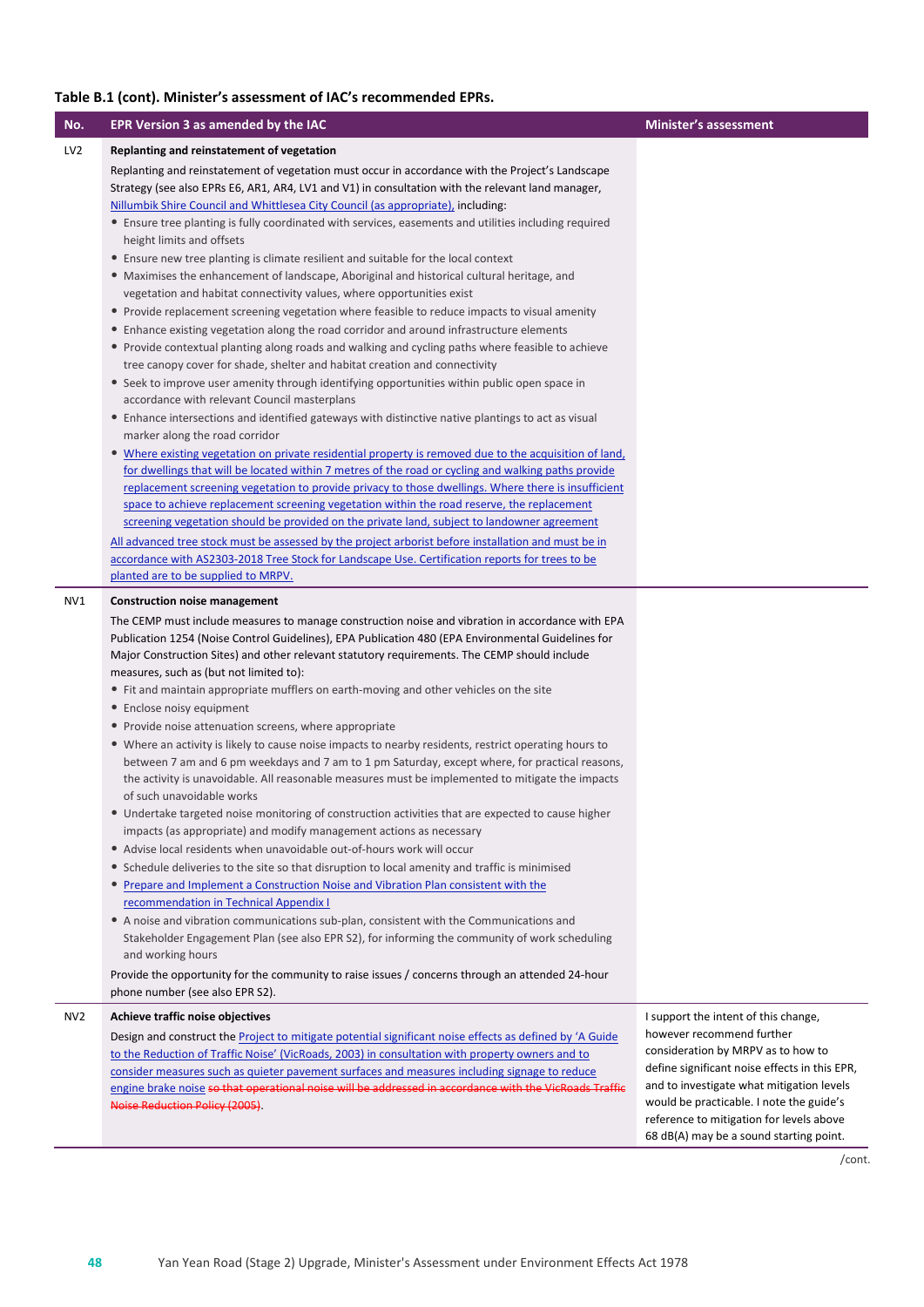**Table B.1 (cont). Minister's assessment of IAC's recommended EPRs.**

| No. | EPR Version 3 as amended by the IAC | Minister's assessment |
|---|---|---|
| LV2 | **Replanting and reinstatement of vegetation**<br>Replanting and reinstatement of vegetation must occur in accordance with the Project's Landscape Strategy (see also EPRs E6, AR1, AR4, LV1 and V1) in consultation with the relevant land manager, Nillumbik Shire Council and Whittlesea City Council (as appropriate), including:<br>• Ensure tree planting is fully coordinated with services, easements and utilities including required height limits and offsets<br>• Ensure new tree planting is climate resilient and suitable for the local context<br>• Maximises the enhancement of landscape, Aboriginal and historical cultural heritage, and vegetation and habitat connectivity values, where opportunities exist<br>• Provide replacement screening vegetation where feasible to reduce impacts to visual amenity<br>• Enhance existing vegetation along the road corridor and around infrastructure elements<br>• Provide contextual planting along roads and walking and cycling paths where feasible to achieve tree canopy cover for shade, shelter and habitat creation and connectivity<br>• Seek to improve user amenity through identifying opportunities within public open space in accordance with relevant Council masterplans<br>• Enhance intersections and identified gateways with distinctive native plantings to act as visual marker along the road corridor<br>• Where existing vegetation on private residential property is removed due to the acquisition of land, for dwellings that will be located within 7 metres of the road or cycling and walking paths provide replacement screening vegetation to provide privacy to those dwellings. Where there is insufficient space to achieve replacement screening vegetation within the road reserve, the replacement screening vegetation should be provided on the private land, subject to landowner agreement<br>All advanced tree stock must be assessed by the project arborist before installation and must be in accordance with AS2303-2018 Tree Stock for Landscape Use. Certification reports for trees to be planted are to be supplied to MRPV. | |
| NV1 | **Construction noise management**<br>The CEMP must include measures to manage construction noise and vibration in accordance with EPA Publication 1254 (Noise Control Guidelines), EPA Publication 480 (EPA Environmental Guidelines for Major Construction Sites) and other relevant statutory requirements. The CEMP should include measures, such as (but not limited to):<br>• Fit and maintain appropriate mufflers on earth-moving and other vehicles on the site<br>• Enclose noisy equipment<br>• Provide noise attenuation screens, where appropriate<br>• Where an activity is likely to cause noise impacts to nearby residents, restrict operating hours to between 7 am and 6 pm weekdays and 7 am to 1 pm Saturday, except where, for practical reasons, the activity is unavoidable. All reasonable measures must be implemented to mitigate the impacts of such unavoidable works<br>• Undertake targeted noise monitoring of construction activities that are expected to cause higher impacts (as appropriate) and modify management actions as necessary<br>• Advise local residents when unavoidable out-of-hours work will occur<br>• Schedule deliveries to the site so that disruption to local amenity and traffic is minimised<br>• Prepare and Implement a Construction Noise and Vibration Plan consistent with the recommendation in Technical Appendix I<br>• A noise and vibration communications sub-plan, consistent with the Communications and Stakeholder Engagement Plan (see also EPR S2), for informing the community of work scheduling and working hours<br>Provide the opportunity for the community to raise issues / concerns through an attended 24-hour phone number (see also EPR S2). | |
| NV2 | **Achieve traffic noise objectives**<br>Design and construct the Project to mitigate potential significant noise effects as defined by 'A Guide to the Reduction of Traffic Noise' (VicRoads, 2003) in consultation with property owners and to consider measures such as quieter pavement surfaces and measures including signage to reduce engine brake noise ~~so that operational noise will be addressed in accordance with the VicRoads Traffic Noise Reduction Policy (2005)~~. | I support the intent of this change, however recommend further consideration by MRPV as to how to define significant noise effects in this EPR, and to investigate what mitigation levels would be practicable. I note the guide's reference to mitigation for levels above 68 dB(A) may be a sound starting point. |

/cont.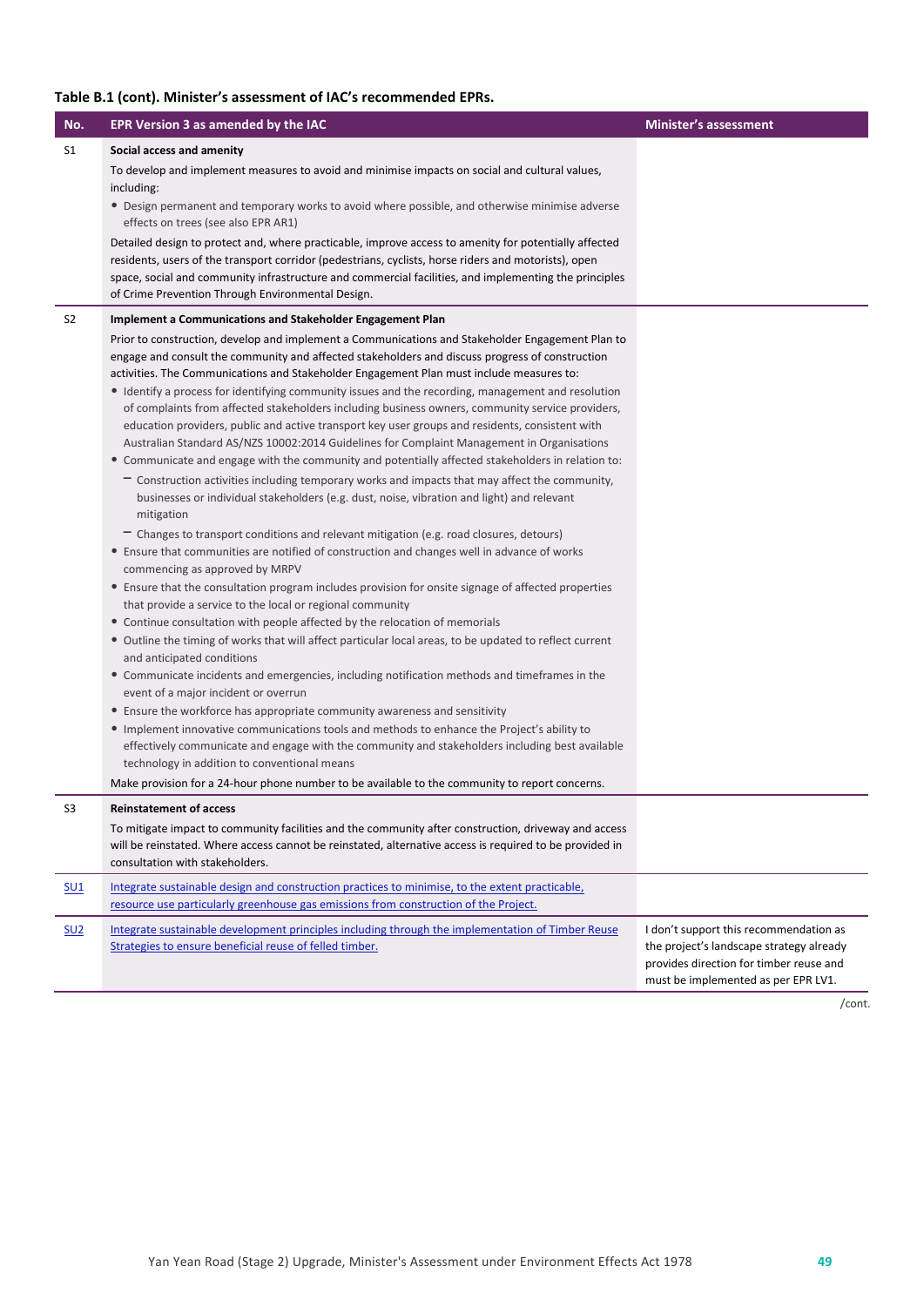**Table B.1 (cont). Minister's assessment of IAC's recommended EPRs.**

| No. | EPR Version 3 as amended by the IAC | Minister's assessment |
|---|---|---|
| S1 | **Social access and amenity**<br>To develop and implement measures to avoid and minimise impacts on social and cultural values, including:<br>• Design permanent and temporary works to avoid where possible, and otherwise minimise adverse effects on trees (see also EPR AR1)<br>Detailed design to protect and, where practicable, improve access to amenity for potentially affected residents, users of the transport corridor (pedestrians, cyclists, horse riders and motorists), open space, social and community infrastructure and commercial facilities, and implementing the principles of Crime Prevention Through Environmental Design. | |
| S2 | **Implement a Communications and Stakeholder Engagement Plan**<br>Prior to construction, develop and implement a Communications and Stakeholder Engagement Plan to engage and consult the community and affected stakeholders and discuss progress of construction activities. The Communications and Stakeholder Engagement Plan must include measures to:<br>• Identify a process for identifying community issues and the recording, management and resolution of complaints from affected stakeholders including business owners, community service providers, education providers, public and active transport key user groups and residents, consistent with Australian Standard AS/NZS 10002:2014 Guidelines for Complaint Management in Organisations<br>• Communicate and engage with the community and potentially affected stakeholders in relation to:<br>  – Construction activities including temporary works and impacts that may affect the community, businesses or individual stakeholders (e.g. dust, noise, vibration and light) and relevant mitigation<br>  – Changes to transport conditions and relevant mitigation (e.g. road closures, detours)<br>• Ensure that communities are notified of construction and changes well in advance of works commencing as approved by MRPV<br>• Ensure that the consultation program includes provision for onsite signage of affected properties that provide a service to the local or regional community<br>• Continue consultation with people affected by the relocation of memorials<br>• Outline the timing of works that will affect particular local areas, to be updated to reflect current and anticipated conditions<br>• Communicate incidents and emergencies, including notification methods and timeframes in the event of a major incident or overrun<br>• Ensure the workforce has appropriate community awareness and sensitivity<br>• Implement innovative communications tools and methods to enhance the Project's ability to effectively communicate and engage with the community and stakeholders including best available technology in addition to conventional means<br>Make provision for a 24-hour phone number to be available to the community to report concerns. | |
| S3 | **Reinstatement of access**<br>To mitigate impact to community facilities and the community after construction, driveway and access will be reinstated. Where access cannot be reinstated, alternative access is required to be provided in consultation with stakeholders. | |
| <u>SU1</u> | <u>Integrate sustainable design and construction practices to minimise, to the extent practicable, resource use particularly greenhouse gas emissions from construction of the Project.</u> | |
| <u>SU2</u> | <u>Integrate sustainable development principles including through the implementation of Timber Reuse Strategies to ensure beneficial reuse of felled timber.</u> | I don't support this recommendation as the project's landscape strategy already provides direction for timber reuse and must be implemented as per EPR LV1. |

/cont.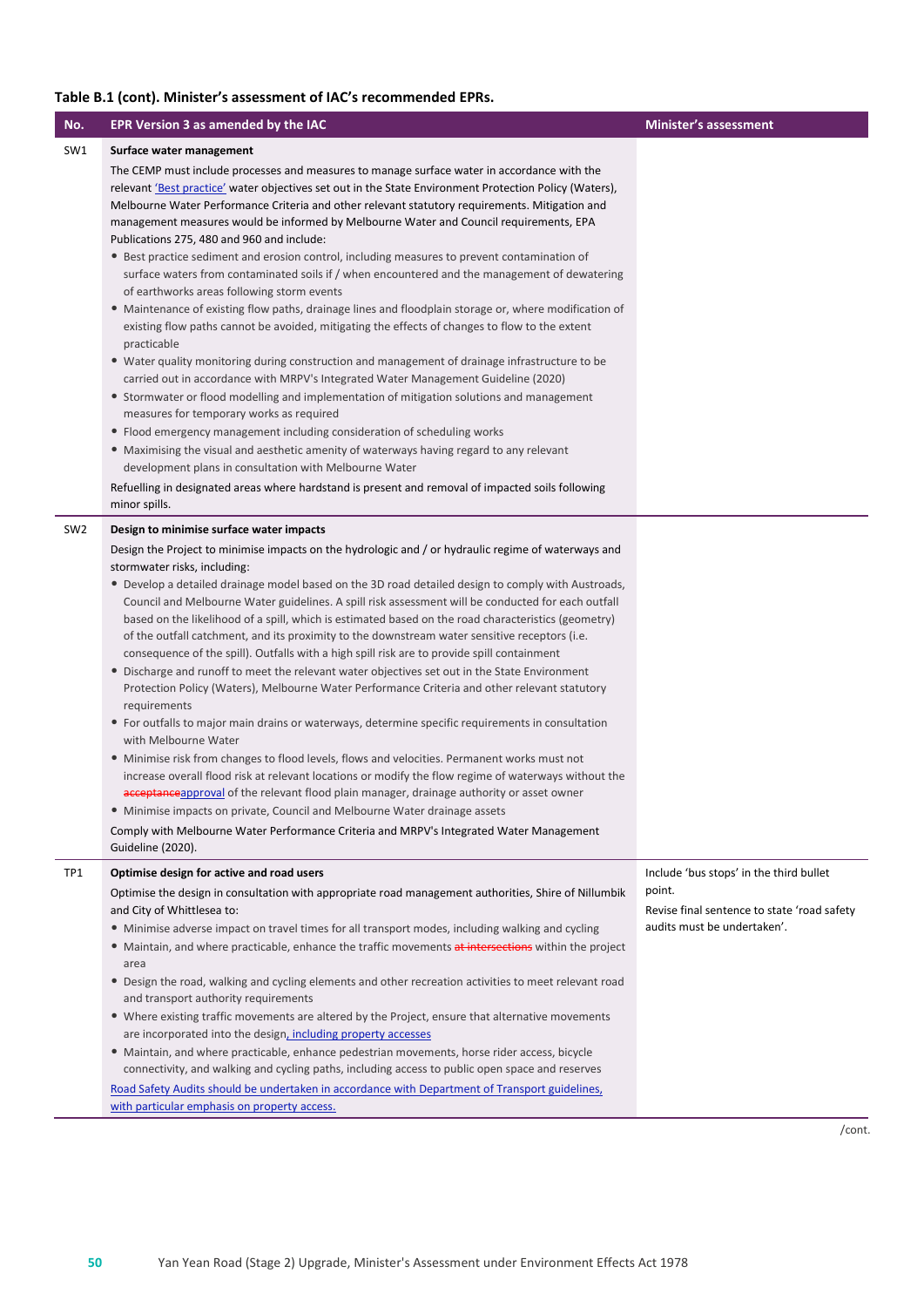**Table B.1 (cont). Minister's assessment of IAC's recommended EPRs.**

| No. | EPR Version 3 as amended by the IAC | Minister's assessment |
|---|---|---|
| SW1 | **Surface water management**<br><br>The CEMP must include processes and measures to manage surface water in accordance with the relevant 'Best practice' water objectives set out in the State Environment Protection Policy (Waters), Melbourne Water Performance Criteria and other relevant statutory requirements. Mitigation and management measures would be informed by Melbourne Water and Council requirements, EPA Publications 275, 480 and 960 and include:<br>• Best practice sediment and erosion control, including measures to prevent contamination of surface waters from contaminated soils if / when encountered and the management of dewatering of earthworks areas following storm events<br>• Maintenance of existing flow paths, drainage lines and floodplain storage or, where modification of existing flow paths cannot be avoided, mitigating the effects of changes to flow to the extent practicable<br>• Water quality monitoring during construction and management of drainage infrastructure to be carried out in accordance with MRPV's Integrated Water Management Guideline (2020)<br>• Stormwater or flood modelling and implementation of mitigation solutions and management measures for temporary works as required<br>• Flood emergency management including consideration of scheduling works<br>• Maximising the visual and aesthetic amenity of waterways having regard to any relevant development plans in consultation with Melbourne Water<br><br>Refuelling in designated areas where hardstand is present and removal of impacted soils following minor spills. | |
| SW2 | **Design to minimise surface water impacts**<br><br>Design the Project to minimise impacts on the hydrologic and / or hydraulic regime of waterways and stormwater risks, including:<br>• Develop a detailed drainage model based on the 3D road detailed design to comply with Austroads, Council and Melbourne Water guidelines. A spill risk assessment will be conducted for each outfall based on the likelihood of a spill, which is estimated based on the road characteristics (geometry) of the outfall catchment, and its proximity to the downstream water sensitive receptors (i.e. consequence of the spill). Outfalls with a high spill risk are to provide spill containment<br>• Discharge and runoff to meet the relevant water objectives set out in the State Environment Protection Policy (Waters), Melbourne Water Performance Criteria and other relevant statutory requirements<br>• For outfalls to major main drains or waterways, determine specific requirements in consultation with Melbourne Water<br>• Minimise risk from changes to flood levels, flows and velocities. Permanent works must not increase overall flood risk at relevant locations or modify the flow regime of waterways without the ~~acceptance~~approval of the relevant flood plain manager, drainage authority or asset owner<br>• Minimise impacts on private, Council and Melbourne Water drainage assets<br><br>Comply with Melbourne Water Performance Criteria and MRPV's Integrated Water Management Guideline (2020). | |
| TP1 | **Optimise design for active and road users**<br><br>Optimise the design in consultation with appropriate road management authorities, Shire of Nillumbik and City of Whittlesea to:<br>• Minimise adverse impact on travel times for all transport modes, including walking and cycling<br>• Maintain, and where practicable, enhance the traffic movements ~~at intersections~~ within the project area<br>• Design the road, walking and cycling elements and other recreation activities to meet relevant road and transport authority requirements<br>• Where existing traffic movements are altered by the Project, ensure that alternative movements are incorporated into the design, including property accesses<br>• Maintain, and where practicable, enhance pedestrian movements, horse rider access, bicycle connectivity, and walking and cycling paths, including access to public open space and reserves<br><br>Road Safety Audits should be undertaken in accordance with Department of Transport guidelines, with particular emphasis on property access. | Include 'bus stops' in the third bullet point.<br><br>Revise final sentence to state 'road safety audits must be undertaken'. |

/cont.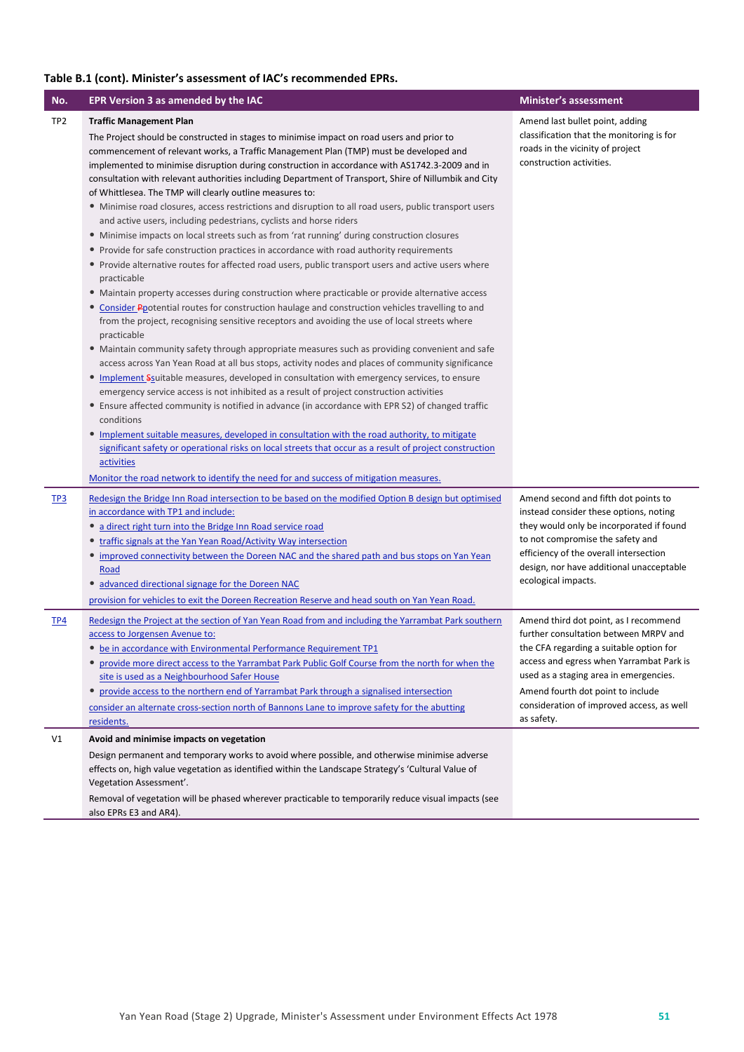**Table B.1 (cont). Minister's assessment of IAC's recommended EPRs.**

| No. | EPR Version 3 as amended by the IAC | Minister's assessment |
|---|---|---|
| TP2 | **Traffic Management Plan**<br><br>The Project should be constructed in stages to minimise impact on road users and prior to commencement of relevant works, a Traffic Management Plan (TMP) must be developed and implemented to minimise disruption during construction in accordance with AS1742.3-2009 and in consultation with relevant authorities including Department of Transport, Shire of Nillumbik and City of Whittlesea. The TMP will clearly outline measures to:<br>• Minimise road closures, access restrictions and disruption to all road users, public transport users and active users, including pedestrians, cyclists and horse riders<br>• Minimise impacts on local streets such as from 'rat running' during construction closures<br>• Provide for safe construction practices in accordance with road authority requirements<br>• Provide alternative routes for affected road users, public transport users and active users where practicable<br>• Maintain property accesses during construction where practicable or provide alternative access<br>• Consider Ppotential routes for construction haulage and construction vehicles travelling to and from the project, recognising sensitive receptors and avoiding the use of local streets where practicable<br>• Maintain community safety through appropriate measures such as providing convenient and safe access across Yan Yean Road at all bus stops, activity nodes and places of community significance<br>• Implement Ssuitable measures, developed in consultation with emergency services, to ensure emergency service access is not inhibited as a result of project construction activities<br>• Ensure affected community is notified in advance (in accordance with EPR S2) of changed traffic conditions<br>• Implement suitable measures, developed in consultation with the road authority, to mitigate significant safety or operational risks on local streets that occur as a result of project construction activities<br><br>Monitor the road network to identify the need for and success of mitigation measures. | Amend last bullet point, adding classification that the monitoring is for roads in the vicinity of project construction activities. |
| TP3 | Redesign the Bridge Inn Road intersection to be based on the modified Option B design but optimised in accordance with TP1 and include:<br>• a direct right turn into the Bridge Inn Road service road<br>• traffic signals at the Yan Yean Road/Activity Way intersection<br>• improved connectivity between the Doreen NAC and the shared path and bus stops on Yan Yean Road<br>• advanced directional signage for the Doreen NAC<br><br>provision for vehicles to exit the Doreen Recreation Reserve and head south on Yan Yean Road. | Amend second and fifth dot points to instead consider these options, noting they would only be incorporated if found to not compromise the safety and efficiency of the overall intersection design, nor have additional unacceptable ecological impacts. |
| TP4 | Redesign the Project at the section of Yan Yean Road from and including the Yarrambat Park southern access to Jorgensen Avenue to:<br>• be in accordance with Environmental Performance Requirement TP1<br>• provide more direct access to the Yarrambat Park Public Golf Course from the north for when the site is used as a Neighbourhood Safer House<br>• provide access to the northern end of Yarrambat Park through a signalised intersection<br><br>consider an alternate cross-section north of Bannons Lane to improve safety for the abutting residents. | Amend third dot point, as I recommend further consultation between MRPV and the CFA regarding a suitable option for access and egress when Yarrambat Park is used as a staging area in emergencies.<br>Amend fourth dot point to include consideration of improved access, as well as safety. |
| V1 | **Avoid and minimise impacts on vegetation**<br><br>Design permanent and temporary works to avoid where possible, and otherwise minimise adverse effects on, high value vegetation as identified within the Landscape Strategy's 'Cultural Value of Vegetation Assessment'.<br><br>Removal of vegetation will be phased wherever practicable to temporarily reduce visual impacts (see also EPRs E3 and AR4). | |